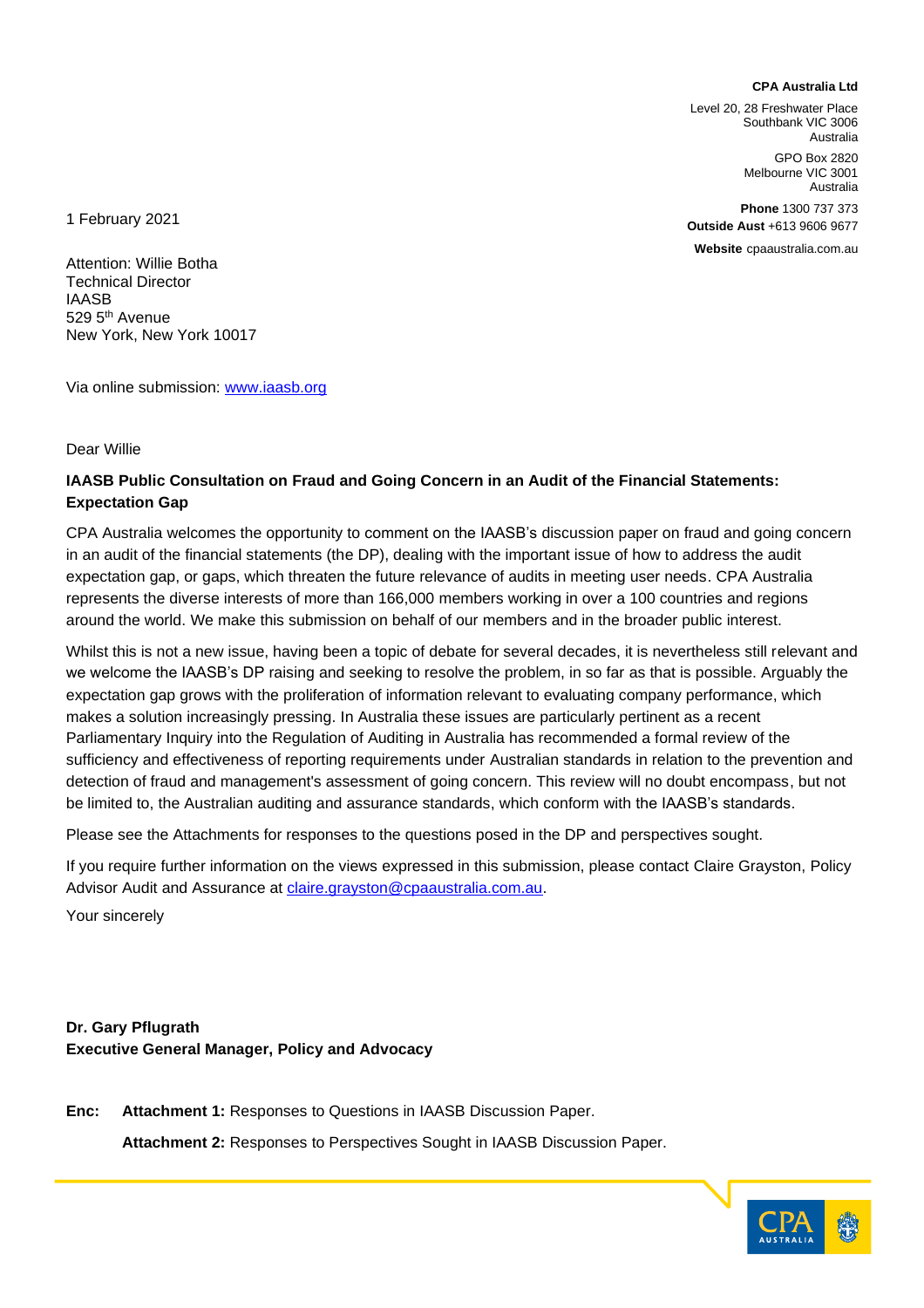**CPA Australia Ltd**

Level 20, 28 Freshwater Place
Southbank VIC 3006
Australia

GPO Box 2820
Melbourne VIC 3001
Australia

**Phone** 1300 737 373
**Outside Aust** +613 9606 9677

**Website** cpaaustralia.com.au

1 February 2021

Attention: Willie Botha
Technical Director
IAASB
529 5th Avenue
New York, New York 10017

Via online submission: [www.iaasb.org](www.iaasb.org)

Dear Willie

**IAASB Public Consultation on Fraud and Going Concern in an Audit of the Financial Statements: Expectation Gap**

CPA Australia welcomes the opportunity to comment on the IAASB's discussion paper on fraud and going concern in an audit of the financial statements (the DP), dealing with the important issue of how to address the audit expectation gap, or gaps, which threaten the future relevance of audits in meeting user needs. CPA Australia represents the diverse interests of more than 166,000 members working in over a 100 countries and regions around the world. We make this submission on behalf of our members and in the broader public interest.

Whilst this is not a new issue, having been a topic of debate for several decades, it is nevertheless still relevant and we welcome the IAASB's DP raising and seeking to resolve the problem, in so far as that is possible. Arguably the expectation gap grows with the proliferation of information relevant to evaluating company performance, which makes a solution increasingly pressing. In Australia these issues are particularly pertinent as a recent Parliamentary Inquiry into the Regulation of Auditing in Australia has recommended a formal review of the sufficiency and effectiveness of reporting requirements under Australian standards in relation to the prevention and detection of fraud and management's assessment of going concern. This review will no doubt encompass, but not be limited to, the Australian auditing and assurance standards, which conform with the IAASB's standards.

Please see the Attachments for responses to the questions posed in the DP and perspectives sought.

If you require further information on the views expressed in this submission, please contact Claire Grayston, Policy Advisor Audit and Assurance at [claire.grayston@cpaaustralia.com.au](mailto:claire.grayston@cpaaustralia.com.au).

Your sincerely

**Dr. Gary Pflugrath**
**Executive General Manager, Policy and Advocacy**

**Enc:** **Attachment 1:** Responses to Questions in IAASB Discussion Paper.

**Attachment 2:** Responses to Perspectives Sought in IAASB Discussion Paper.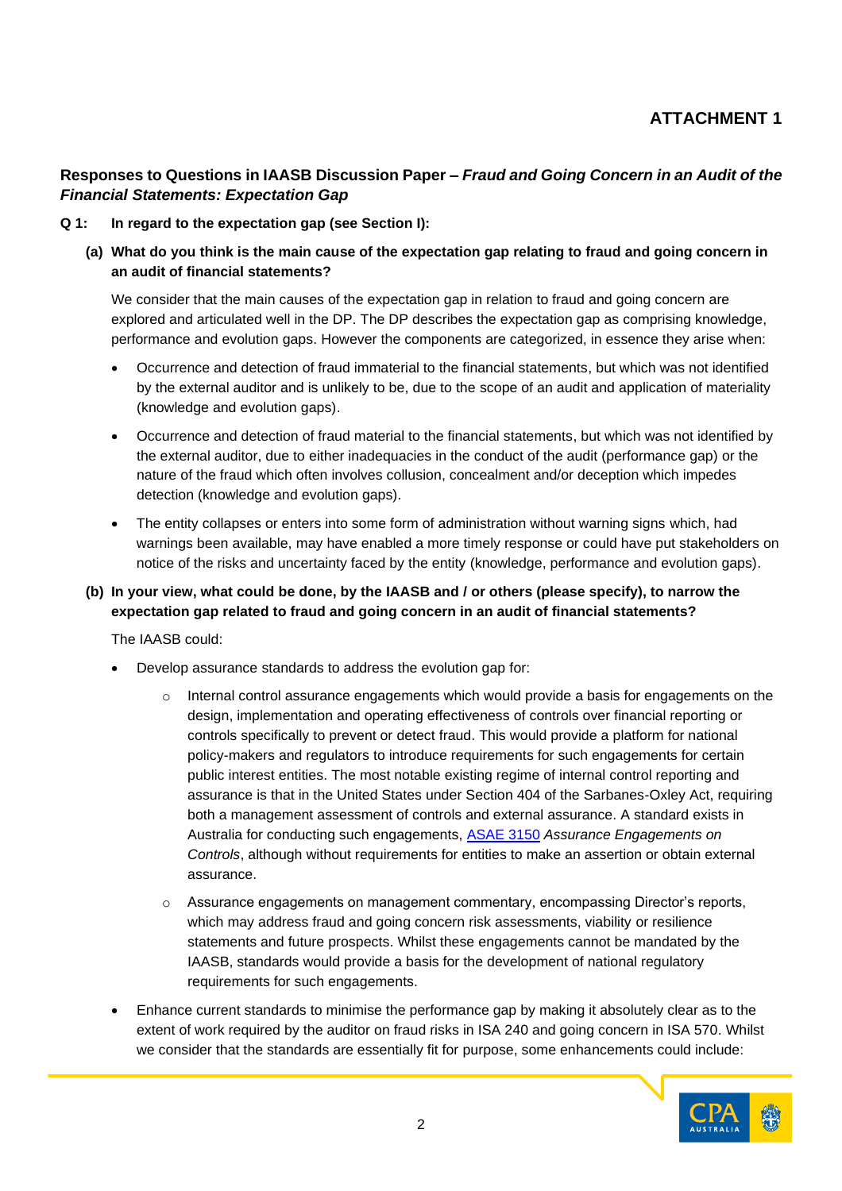**ATTACHMENT 1**

## Responses to Questions in IAASB Discussion Paper – *Fraud and Going Concern in an Audit of the Financial Statements: Expectation Gap*

**Q 1: In regard to the expectation gap (see Section I):**

**(a) What do you think is the main cause of the expectation gap relating to fraud and going concern in an audit of financial statements?**

We consider that the main causes of the expectation gap in relation to fraud and going concern are explored and articulated well in the DP. The DP describes the expectation gap as comprising knowledge, performance and evolution gaps. However the components are categorized, in essence they arise when:

- Occurrence and detection of fraud immaterial to the financial statements, but which was not identified by the external auditor and is unlikely to be, due to the scope of an audit and application of materiality (knowledge and evolution gaps).
- Occurrence and detection of fraud material to the financial statements, but which was not identified by the external auditor, due to either inadequacies in the conduct of the audit (performance gap) or the nature of the fraud which often involves collusion, concealment and/or deception which impedes detection (knowledge and evolution gaps).
- The entity collapses or enters into some form of administration without warning signs which, had warnings been available, may have enabled a more timely response or could have put stakeholders on notice of the risks and uncertainty faced by the entity (knowledge, performance and evolution gaps).

**(b) In your view, what could be done, by the IAASB and / or others (please specify), to narrow the expectation gap related to fraud and going concern in an audit of financial statements?**

The IAASB could:

- Develop assurance standards to address the evolution gap for:
  - Internal control assurance engagements which would provide a basis for engagements on the design, implementation and operating effectiveness of controls over financial reporting or controls specifically to prevent or detect fraud. This would provide a platform for national policy-makers and regulators to introduce requirements for such engagements for certain public interest entities. The most notable existing regime of internal control reporting and assurance is that in the United States under Section 404 of the Sarbanes-Oxley Act, requiring both a management assessment of controls and external assurance. A standard exists in Australia for conducting such engagements, ASAE 3150 *Assurance Engagements on Controls*, although without requirements for entities to make an assertion or obtain external assurance.
  - Assurance engagements on management commentary, encompassing Director's reports, which may address fraud and going concern risk assessments, viability or resilience statements and future prospects. Whilst these engagements cannot be mandated by the IAASB, standards would provide a basis for the development of national regulatory requirements for such engagements.
- Enhance current standards to minimise the performance gap by making it absolutely clear as to the extent of work required by the auditor on fraud risks in ISA 240 and going concern in ISA 570. Whilst we consider that the standards are essentially fit for purpose, some enhancements could include: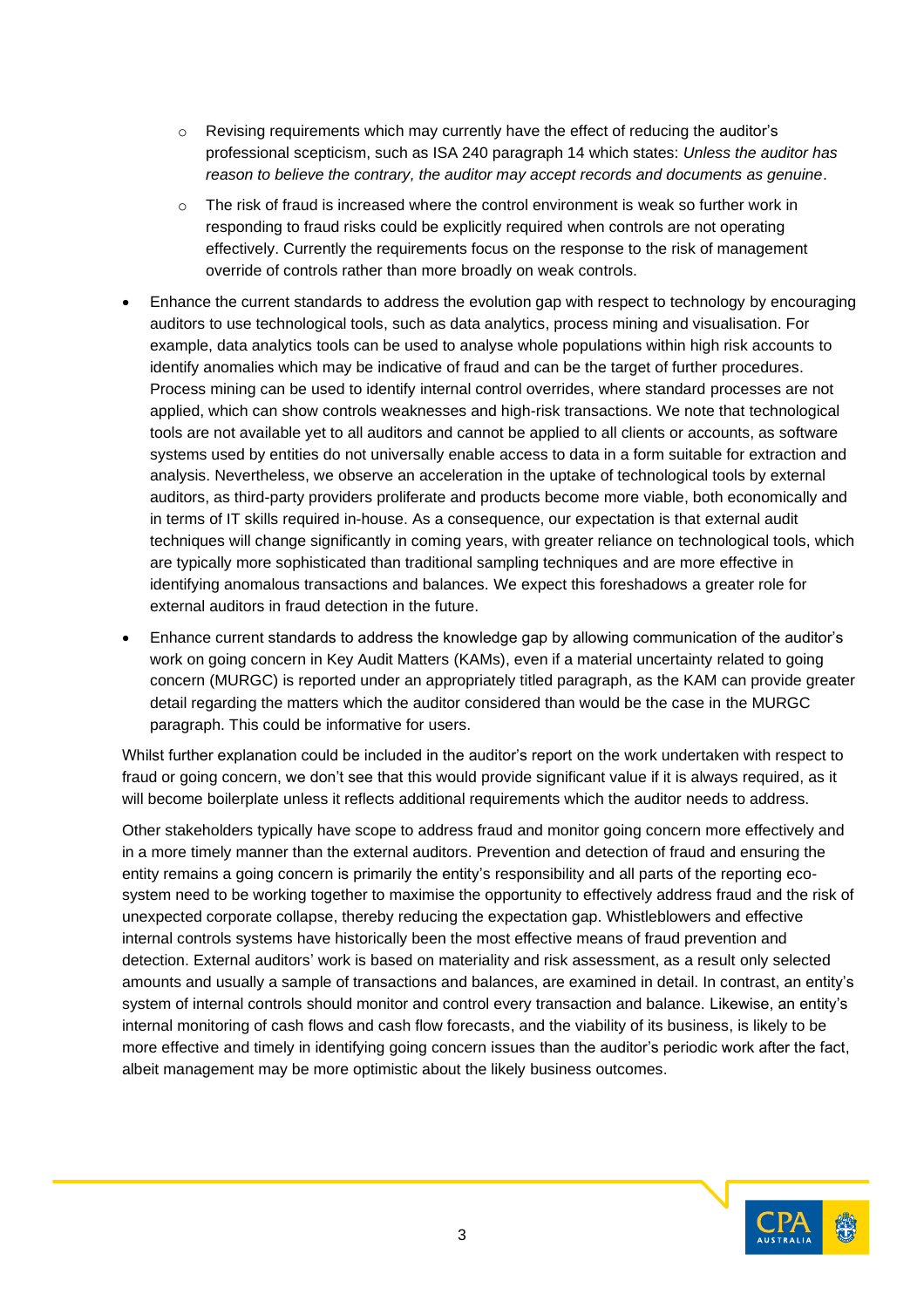- Revising requirements which may currently have the effect of reducing the auditor's professional scepticism, such as ISA 240 paragraph 14 which states: *Unless the auditor has reason to believe the contrary, the auditor may accept records and documents as genuine*.
  - The risk of fraud is increased where the control environment is weak so further work in responding to fraud risks could be explicitly required when controls are not operating effectively. Currently the requirements focus on the response to the risk of management override of controls rather than more broadly on weak controls.
- Enhance the current standards to address the evolution gap with respect to technology by encouraging auditors to use technological tools, such as data analytics, process mining and visualisation. For example, data analytics tools can be used to analyse whole populations within high risk accounts to identify anomalies which may be indicative of fraud and can be the target of further procedures. Process mining can be used to identify internal control overrides, where standard processes are not applied, which can show controls weaknesses and high-risk transactions. We note that technological tools are not available yet to all auditors and cannot be applied to all clients or accounts, as software systems used by entities do not universally enable access to data in a form suitable for extraction and analysis. Nevertheless, we observe an acceleration in the uptake of technological tools by external auditors, as third-party providers proliferate and products become more viable, both economically and in terms of IT skills required in-house. As a consequence, our expectation is that external audit techniques will change significantly in coming years, with greater reliance on technological tools, which are typically more sophisticated than traditional sampling techniques and are more effective in identifying anomalous transactions and balances. We expect this foreshadows a greater role for external auditors in fraud detection in the future.
- Enhance current standards to address the knowledge gap by allowing communication of the auditor's work on going concern in Key Audit Matters (KAMs), even if a material uncertainty related to going concern (MURGC) is reported under an appropriately titled paragraph, as the KAM can provide greater detail regarding the matters which the auditor considered than would be the case in the MURGC paragraph. This could be informative for users.

Whilst further explanation could be included in the auditor's report on the work undertaken with respect to fraud or going concern, we don't see that this would provide significant value if it is always required, as it will become boilerplate unless it reflects additional requirements which the auditor needs to address.

Other stakeholders typically have scope to address fraud and monitor going concern more effectively and in a more timely manner than the external auditors. Prevention and detection of fraud and ensuring the entity remains a going concern is primarily the entity's responsibility and all parts of the reporting eco-system need to be working together to maximise the opportunity to effectively address fraud and the risk of unexpected corporate collapse, thereby reducing the expectation gap. Whistleblowers and effective internal controls systems have historically been the most effective means of fraud prevention and detection. External auditors' work is based on materiality and risk assessment, as a result only selected amounts and usually a sample of transactions and balances, are examined in detail. In contrast, an entity's system of internal controls should monitor and control every transaction and balance. Likewise, an entity's internal monitoring of cash flows and cash flow forecasts, and the viability of its business, is likely to be more effective and timely in identifying going concern issues than the auditor's periodic work after the fact, albeit management may be more optimistic about the likely business outcomes.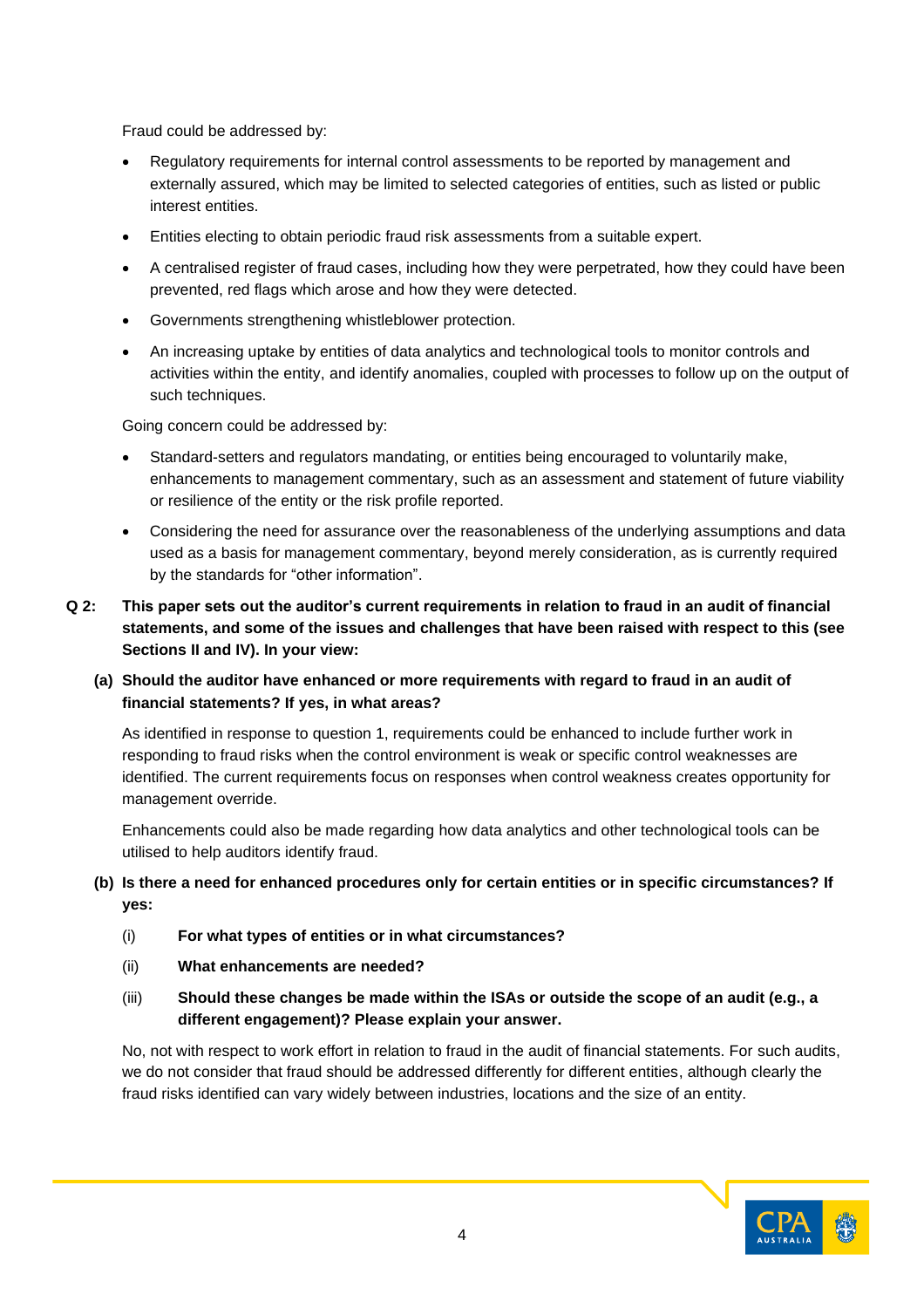Fraud could be addressed by:

- Regulatory requirements for internal control assessments to be reported by management and externally assured, which may be limited to selected categories of entities, such as listed or public interest entities.
- Entities electing to obtain periodic fraud risk assessments from a suitable expert.
- A centralised register of fraud cases, including how they were perpetrated, how they could have been prevented, red flags which arose and how they were detected.
- Governments strengthening whistleblower protection.
- An increasing uptake by entities of data analytics and technological tools to monitor controls and activities within the entity, and identify anomalies, coupled with processes to follow up on the output of such techniques.

Going concern could be addressed by:

- Standard-setters and regulators mandating, or entities being encouraged to voluntarily make, enhancements to management commentary, such as an assessment and statement of future viability or resilience of the entity or the risk profile reported.
- Considering the need for assurance over the reasonableness of the underlying assumptions and data used as a basis for management commentary, beyond merely consideration, as is currently required by the standards for "other information".

**Q 2: This paper sets out the auditor's current requirements in relation to fraud in an audit of financial statements, and some of the issues and challenges that have been raised with respect to this (see Sections II and IV). In your view:**

**(a) Should the auditor have enhanced or more requirements with regard to fraud in an audit of financial statements? If yes, in what areas?**

As identified in response to question 1, requirements could be enhanced to include further work in responding to fraud risks when the control environment is weak or specific control weaknesses are identified. The current requirements focus on responses when control weakness creates opportunity for management override.

Enhancements could also be made regarding how data analytics and other technological tools can be utilised to help auditors identify fraud.

**(b) Is there a need for enhanced procedures only for certain entities or in specific circumstances? If yes:**

(i) **For what types of entities or in what circumstances?**

(ii) **What enhancements are needed?**

(iii) **Should these changes be made within the ISAs or outside the scope of an audit (e.g., a different engagement)? Please explain your answer.**

No, not with respect to work effort in relation to fraud in the audit of financial statements. For such audits, we do not consider that fraud should be addressed differently for different entities, although clearly the fraud risks identified can vary widely between industries, locations and the size of an entity.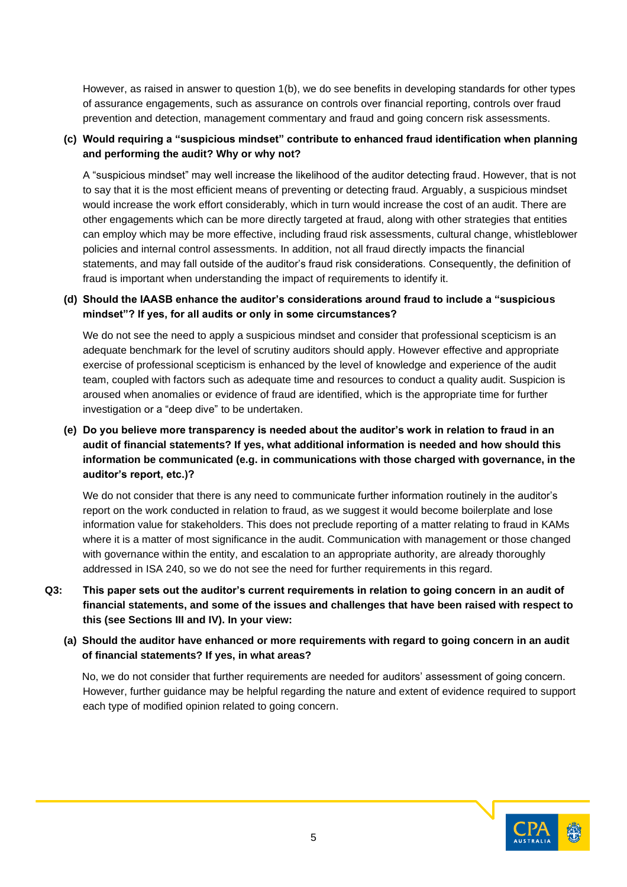However, as raised in answer to question 1(b), we do see benefits in developing standards for other types of assurance engagements, such as assurance on controls over financial reporting, controls over fraud prevention and detection, management commentary and fraud and going concern risk assessments.

**(c) Would requiring a "suspicious mindset" contribute to enhanced fraud identification when planning and performing the audit? Why or why not?**

A "suspicious mindset" may well increase the likelihood of the auditor detecting fraud. However, that is not to say that it is the most efficient means of preventing or detecting fraud. Arguably, a suspicious mindset would increase the work effort considerably, which in turn would increase the cost of an audit. There are other engagements which can be more directly targeted at fraud, along with other strategies that entities can employ which may be more effective, including fraud risk assessments, cultural change, whistleblower policies and internal control assessments. In addition, not all fraud directly impacts the financial statements, and may fall outside of the auditor's fraud risk considerations. Consequently, the definition of fraud is important when understanding the impact of requirements to identify it.

**(d) Should the IAASB enhance the auditor's considerations around fraud to include a "suspicious mindset"? If yes, for all audits or only in some circumstances?**

We do not see the need to apply a suspicious mindset and consider that professional scepticism is an adequate benchmark for the level of scrutiny auditors should apply. However effective and appropriate exercise of professional scepticism is enhanced by the level of knowledge and experience of the audit team, coupled with factors such as adequate time and resources to conduct a quality audit. Suspicion is aroused when anomalies or evidence of fraud are identified, which is the appropriate time for further investigation or a "deep dive" to be undertaken.

**(e) Do you believe more transparency is needed about the auditor's work in relation to fraud in an audit of financial statements? If yes, what additional information is needed and how should this information be communicated (e.g. in communications with those charged with governance, in the auditor's report, etc.)?**

We do not consider that there is any need to communicate further information routinely in the auditor's report on the work conducted in relation to fraud, as we suggest it would become boilerplate and lose information value for stakeholders. This does not preclude reporting of a matter relating to fraud in KAMs where it is a matter of most significance in the audit. Communication with management or those changed with governance within the entity, and escalation to an appropriate authority, are already thoroughly addressed in ISA 240, so we do not see the need for further requirements in this regard.

**Q3: This paper sets out the auditor's current requirements in relation to going concern in an audit of financial statements, and some of the issues and challenges that have been raised with respect to this (see Sections III and IV). In your view:**

**(a) Should the auditor have enhanced or more requirements with regard to going concern in an audit of financial statements? If yes, in what areas?**

No, we do not consider that further requirements are needed for auditors' assessment of going concern. However, further guidance may be helpful regarding the nature and extent of evidence required to support each type of modified opinion related to going concern.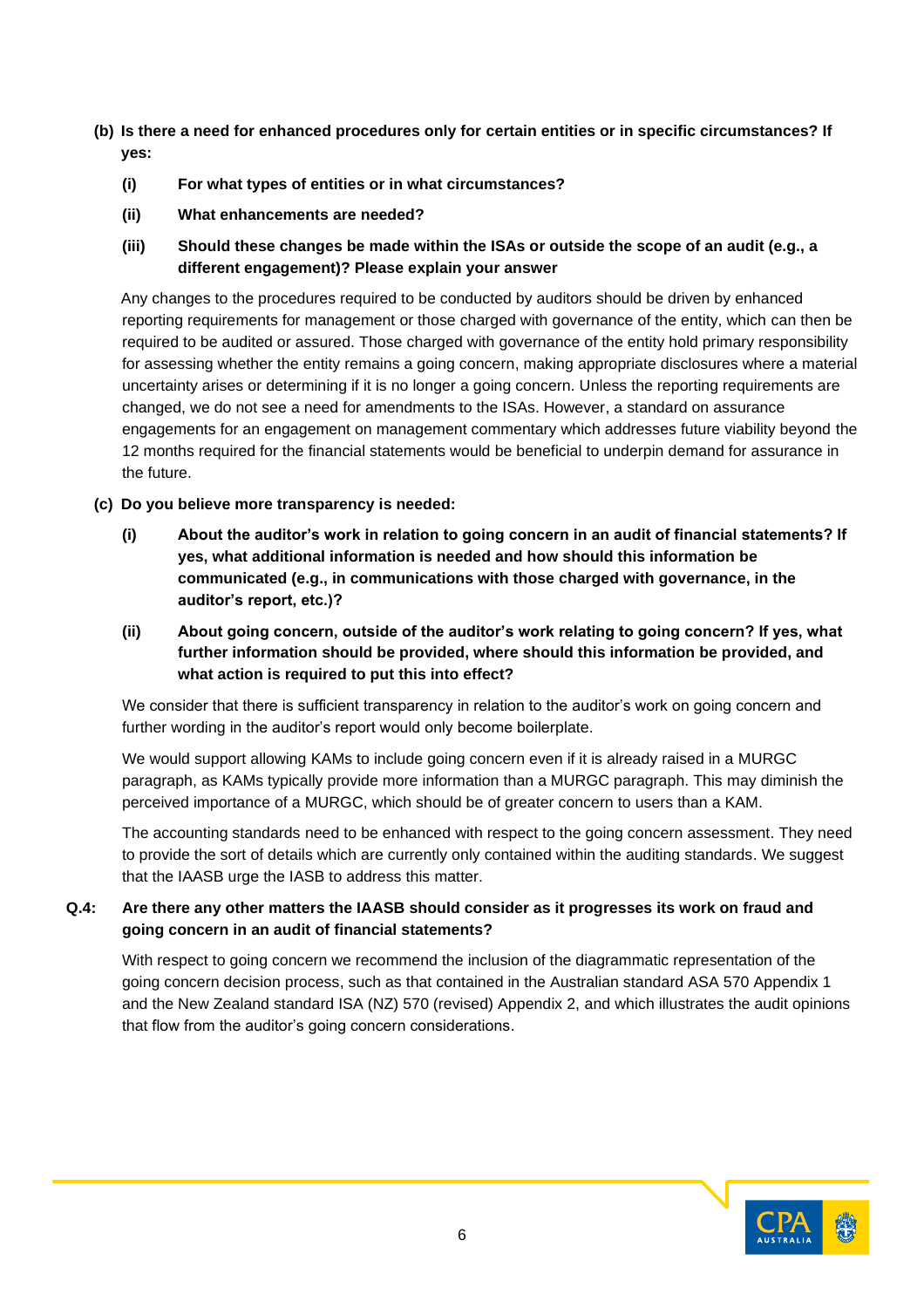**(b) Is there a need for enhanced procedures only for certain entities or in specific circumstances? If yes:**

- **(i) For what types of entities or in what circumstances?**
- **(ii) What enhancements are needed?**
- **(iii) Should these changes be made within the ISAs or outside the scope of an audit (e.g., a different engagement)? Please explain your answer**

Any changes to the procedures required to be conducted by auditors should be driven by enhanced reporting requirements for management or those charged with governance of the entity, which can then be required to be audited or assured. Those charged with governance of the entity hold primary responsibility for assessing whether the entity remains a going concern, making appropriate disclosures where a material uncertainty arises or determining if it is no longer a going concern. Unless the reporting requirements are changed, we do not see a need for amendments to the ISAs. However, a standard on assurance engagements for an engagement on management commentary which addresses future viability beyond the 12 months required for the financial statements would be beneficial to underpin demand for assurance in the future.

**(c) Do you believe more transparency is needed:**

- **(i) About the auditor's work in relation to going concern in an audit of financial statements? If yes, what additional information is needed and how should this information be communicated (e.g., in communications with those charged with governance, in the auditor's report, etc.)?**
- **(ii) About going concern, outside of the auditor's work relating to going concern? If yes, what further information should be provided, where should this information be provided, and what action is required to put this into effect?**

We consider that there is sufficient transparency in relation to the auditor's work on going concern and further wording in the auditor's report would only become boilerplate.

We would support allowing KAMs to include going concern even if it is already raised in a MURGC paragraph, as KAMs typically provide more information than a MURGC paragraph. This may diminish the perceived importance of a MURGC, which should be of greater concern to users than a KAM.

The accounting standards need to be enhanced with respect to the going concern assessment. They need to provide the sort of details which are currently only contained within the auditing standards. We suggest that the IAASB urge the IASB to address this matter.

**Q.4: Are there any other matters the IAASB should consider as it progresses its work on fraud and going concern in an audit of financial statements?**

With respect to going concern we recommend the inclusion of the diagrammatic representation of the going concern decision process, such as that contained in the Australian standard ASA 570 Appendix 1 and the New Zealand standard ISA (NZ) 570 (revised) Appendix 2, and which illustrates the audit opinions that flow from the auditor's going concern considerations.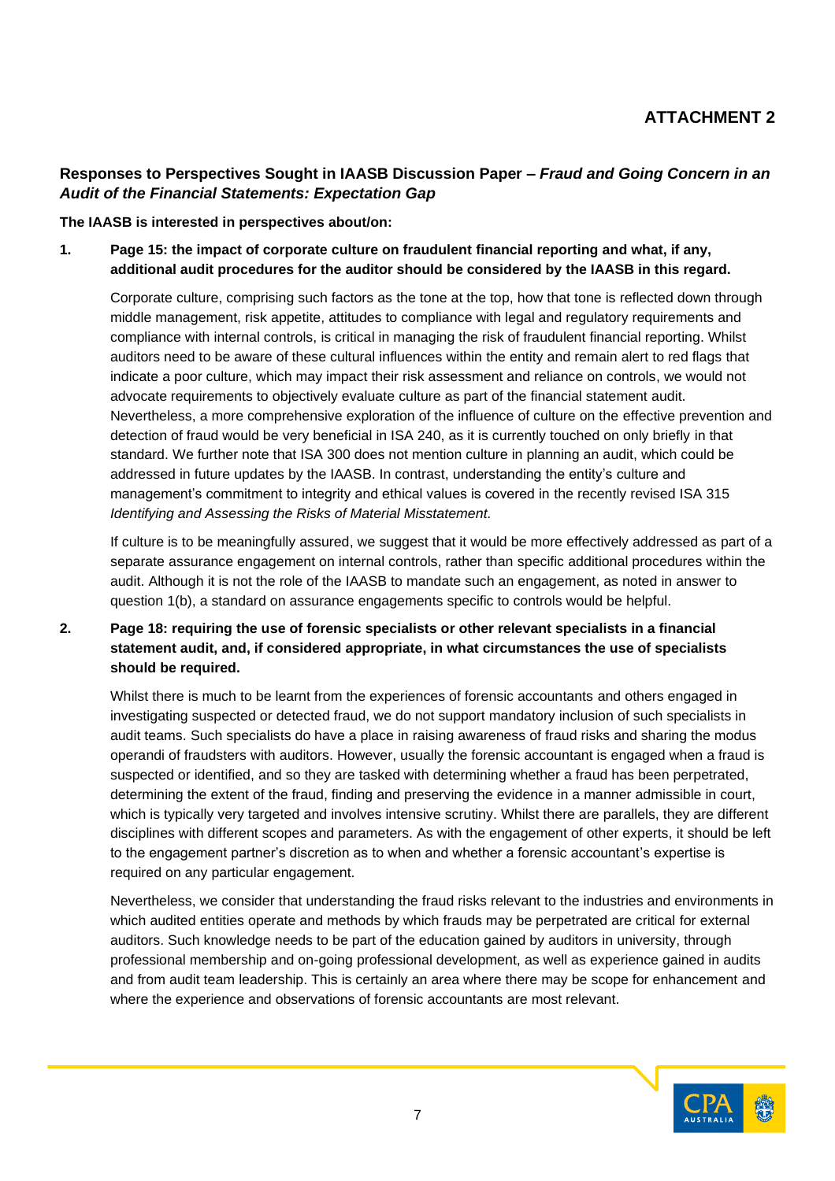## ATTACHMENT 2

### Responses to Perspectives Sought in IAASB Discussion Paper – *Fraud and Going Concern in an Audit of the Financial Statements: Expectation Gap*

**The IAASB is interested in perspectives about/on:**

**1. Page 15: the impact of corporate culture on fraudulent financial reporting and what, if any, additional audit procedures for the auditor should be considered by the IAASB in this regard.**

Corporate culture, comprising such factors as the tone at the top, how that tone is reflected down through middle management, risk appetite, attitudes to compliance with legal and regulatory requirements and compliance with internal controls, is critical in managing the risk of fraudulent financial reporting. Whilst auditors need to be aware of these cultural influences within the entity and remain alert to red flags that indicate a poor culture, which may impact their risk assessment and reliance on controls, we would not advocate requirements to objectively evaluate culture as part of the financial statement audit. Nevertheless, a more comprehensive exploration of the influence of culture on the effective prevention and detection of fraud would be very beneficial in ISA 240, as it is currently touched on only briefly in that standard. We further note that ISA 300 does not mention culture in planning an audit, which could be addressed in future updates by the IAASB. In contrast, understanding the entity's culture and management's commitment to integrity and ethical values is covered in the recently revised ISA 315 *Identifying and Assessing the Risks of Material Misstatement.*

If culture is to be meaningfully assured, we suggest that it would be more effectively addressed as part of a separate assurance engagement on internal controls, rather than specific additional procedures within the audit. Although it is not the role of the IAASB to mandate such an engagement, as noted in answer to question 1(b), a standard on assurance engagements specific to controls would be helpful.

**2. Page 18: requiring the use of forensic specialists or other relevant specialists in a financial statement audit, and, if considered appropriate, in what circumstances the use of specialists should be required.**

Whilst there is much to be learnt from the experiences of forensic accountants and others engaged in investigating suspected or detected fraud, we do not support mandatory inclusion of such specialists in audit teams. Such specialists do have a place in raising awareness of fraud risks and sharing the modus operandi of fraudsters with auditors. However, usually the forensic accountant is engaged when a fraud is suspected or identified, and so they are tasked with determining whether a fraud has been perpetrated, determining the extent of the fraud, finding and preserving the evidence in a manner admissible in court, which is typically very targeted and involves intensive scrutiny. Whilst there are parallels, they are different disciplines with different scopes and parameters. As with the engagement of other experts, it should be left to the engagement partner's discretion as to when and whether a forensic accountant's expertise is required on any particular engagement.

Nevertheless, we consider that understanding the fraud risks relevant to the industries and environments in which audited entities operate and methods by which frauds may be perpetrated are critical for external auditors. Such knowledge needs to be part of the education gained by auditors in university, through professional membership and on-going professional development, as well as experience gained in audits and from audit team leadership. This is certainly an area where there may be scope for enhancement and where the experience and observations of forensic accountants are most relevant.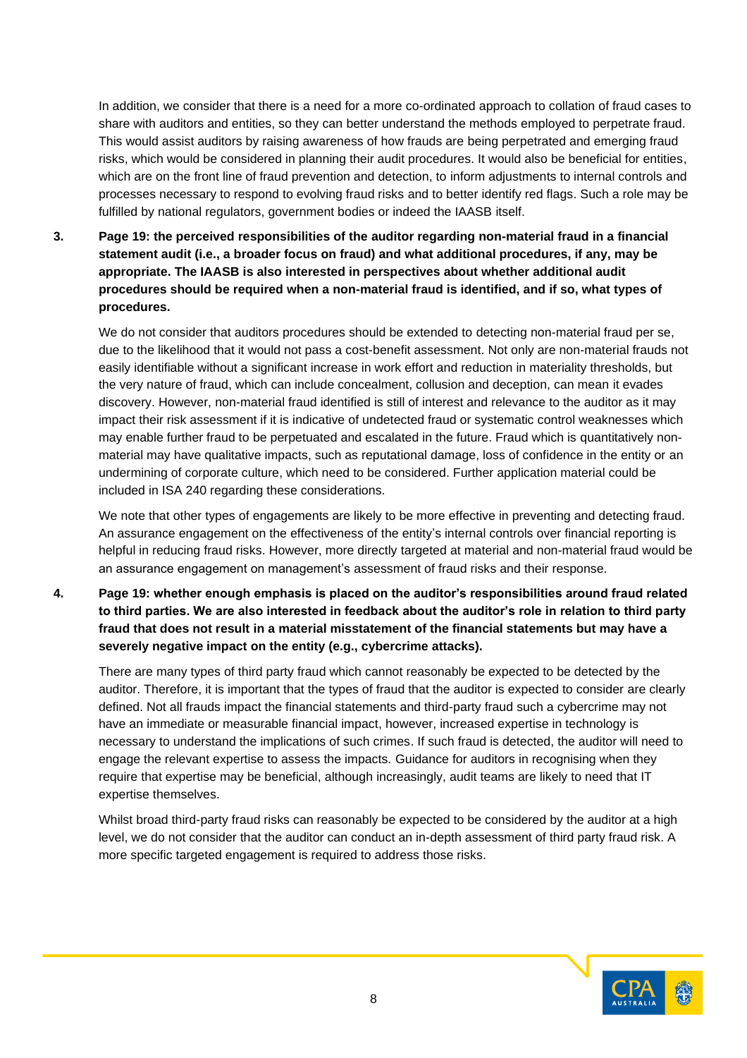In addition, we consider that there is a need for a more co-ordinated approach to collation of fraud cases to share with auditors and entities, so they can better understand the methods employed to perpetrate fraud. This would assist auditors by raising awareness of how frauds are being perpetrated and emerging fraud risks, which would be considered in planning their audit procedures. It would also be beneficial for entities, which are on the front line of fraud prevention and detection, to inform adjustments to internal controls and processes necessary to respond to evolving fraud risks and to better identify red flags. Such a role may be fulfilled by national regulators, government bodies or indeed the IAASB itself.

**3. Page 19: the perceived responsibilities of the auditor regarding non-material fraud in a financial statement audit (i.e., a broader focus on fraud) and what additional procedures, if any, may be appropriate. The IAASB is also interested in perspectives about whether additional audit procedures should be required when a non-material fraud is identified, and if so, what types of procedures.**

We do not consider that auditors procedures should be extended to detecting non-material fraud per se, due to the likelihood that it would not pass a cost-benefit assessment. Not only are non-material frauds not easily identifiable without a significant increase in work effort and reduction in materiality thresholds, but the very nature of fraud, which can include concealment, collusion and deception, can mean it evades discovery. However, non-material fraud identified is still of interest and relevance to the auditor as it may impact their risk assessment if it is indicative of undetected fraud or systematic control weaknesses which may enable further fraud to be perpetuated and escalated in the future. Fraud which is quantitatively non-material may have qualitative impacts, such as reputational damage, loss of confidence in the entity or an undermining of corporate culture, which need to be considered. Further application material could be included in ISA 240 regarding these considerations.

We note that other types of engagements are likely to be more effective in preventing and detecting fraud. An assurance engagement on the effectiveness of the entity's internal controls over financial reporting is helpful in reducing fraud risks. However, more directly targeted at material and non-material fraud would be an assurance engagement on management's assessment of fraud risks and their response.

**4. Page 19: whether enough emphasis is placed on the auditor's responsibilities around fraud related to third parties. We are also interested in feedback about the auditor's role in relation to third party fraud that does not result in a material misstatement of the financial statements but may have a severely negative impact on the entity (e.g., cybercrime attacks).**

There are many types of third party fraud which cannot reasonably be expected to be detected by the auditor. Therefore, it is important that the types of fraud that the auditor is expected to consider are clearly defined. Not all frauds impact the financial statements and third-party fraud such a cybercrime may not have an immediate or measurable financial impact, however, increased expertise in technology is necessary to understand the implications of such crimes. If such fraud is detected, the auditor will need to engage the relevant expertise to assess the impacts. Guidance for auditors in recognising when they require that expertise may be beneficial, although increasingly, audit teams are likely to need that IT expertise themselves.

Whilst broad third-party fraud risks can reasonably be expected to be considered by the auditor at a high level, we do not consider that the auditor can conduct an in-depth assessment of third party fraud risk. A more specific targeted engagement is required to address those risks.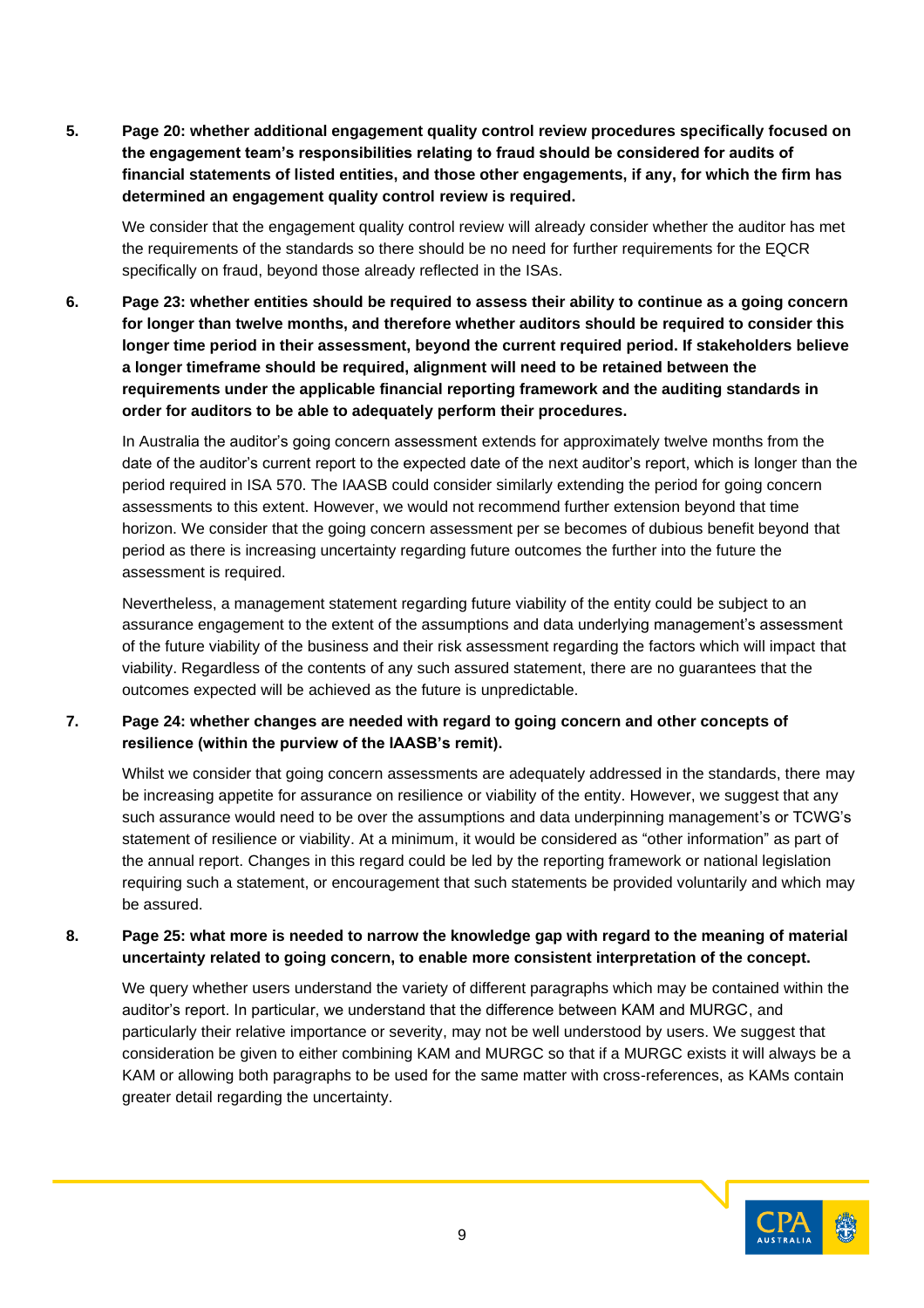**5. Page 20: whether additional engagement quality control review procedures specifically focused on the engagement team's responsibilities relating to fraud should be considered for audits of financial statements of listed entities, and those other engagements, if any, for which the firm has determined an engagement quality control review is required.**

We consider that the engagement quality control review will already consider whether the auditor has met the requirements of the standards so there should be no need for further requirements for the EQCR specifically on fraud, beyond those already reflected in the ISAs.

**6. Page 23: whether entities should be required to assess their ability to continue as a going concern for longer than twelve months, and therefore whether auditors should be required to consider this longer time period in their assessment, beyond the current required period. If stakeholders believe a longer timeframe should be required, alignment will need to be retained between the requirements under the applicable financial reporting framework and the auditing standards in order for auditors to be able to adequately perform their procedures.**

In Australia the auditor's going concern assessment extends for approximately twelve months from the date of the auditor's current report to the expected date of the next auditor's report, which is longer than the period required in ISA 570. The IAASB could consider similarly extending the period for going concern assessments to this extent. However, we would not recommend further extension beyond that time horizon. We consider that the going concern assessment per se becomes of dubious benefit beyond that period as there is increasing uncertainty regarding future outcomes the further into the future the assessment is required.

Nevertheless, a management statement regarding future viability of the entity could be subject to an assurance engagement to the extent of the assumptions and data underlying management's assessment of the future viability of the business and their risk assessment regarding the factors which will impact that viability. Regardless of the contents of any such assured statement, there are no guarantees that the outcomes expected will be achieved as the future is unpredictable.

**7. Page 24: whether changes are needed with regard to going concern and other concepts of resilience (within the purview of the IAASB's remit).**

Whilst we consider that going concern assessments are adequately addressed in the standards, there may be increasing appetite for assurance on resilience or viability of the entity. However, we suggest that any such assurance would need to be over the assumptions and data underpinning management's or TCWG's statement of resilience or viability. At a minimum, it would be considered as "other information" as part of the annual report. Changes in this regard could be led by the reporting framework or national legislation requiring such a statement, or encouragement that such statements be provided voluntarily and which may be assured.

**8. Page 25: what more is needed to narrow the knowledge gap with regard to the meaning of material uncertainty related to going concern, to enable more consistent interpretation of the concept.**

We query whether users understand the variety of different paragraphs which may be contained within the auditor's report. In particular, we understand that the difference between KAM and MURGC, and particularly their relative importance or severity, may not be well understood by users. We suggest that consideration be given to either combining KAM and MURGC so that if a MURGC exists it will always be a KAM or allowing both paragraphs to be used for the same matter with cross-references, as KAMs contain greater detail regarding the uncertainty.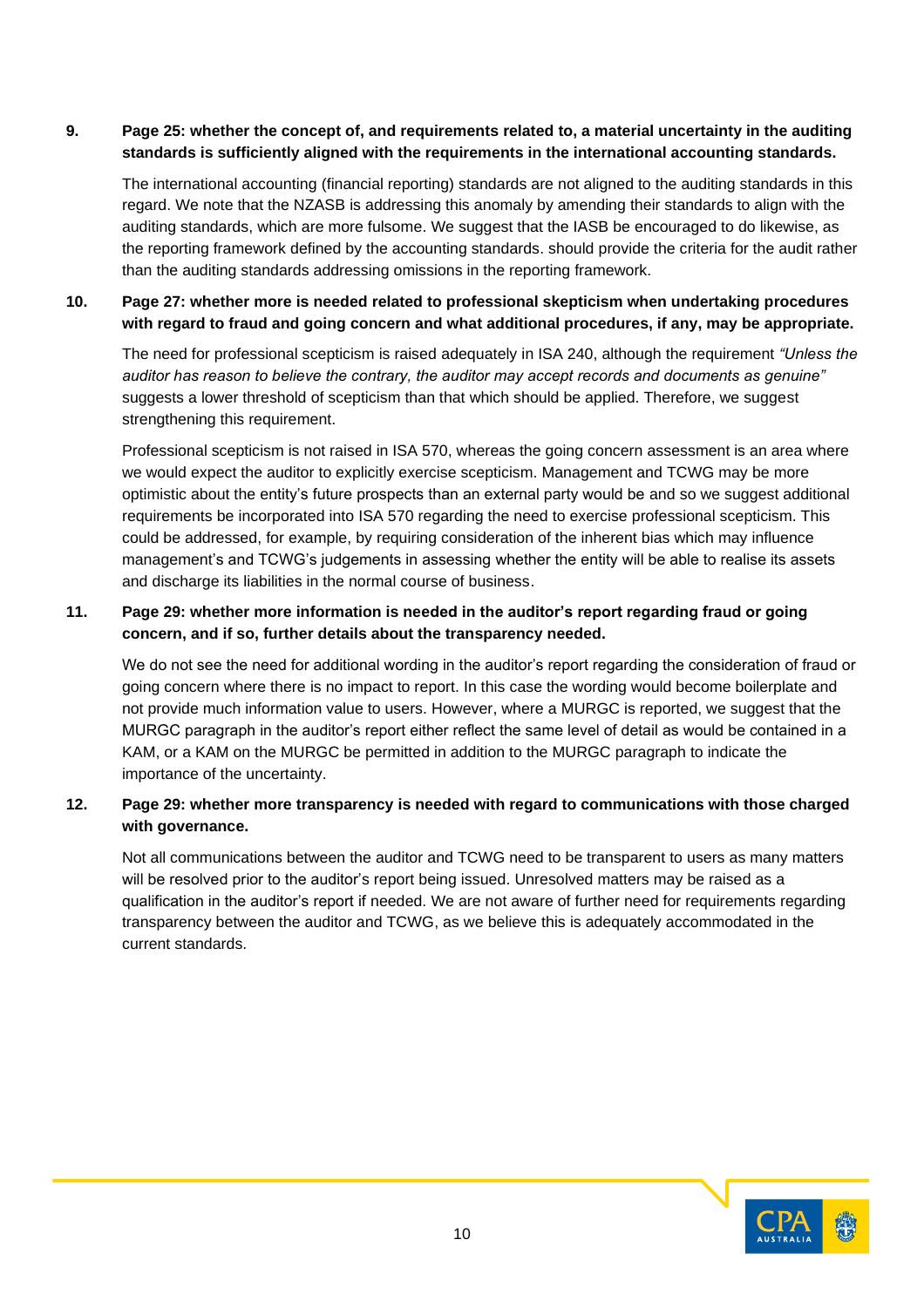**9. Page 25: whether the concept of, and requirements related to, a material uncertainty in the auditing standards is sufficiently aligned with the requirements in the international accounting standards.**

The international accounting (financial reporting) standards are not aligned to the auditing standards in this regard. We note that the NZASB is addressing this anomaly by amending their standards to align with the auditing standards, which are more fulsome. We suggest that the IASB be encouraged to do likewise, as the reporting framework defined by the accounting standards. should provide the criteria for the audit rather than the auditing standards addressing omissions in the reporting framework.

**10. Page 27: whether more is needed related to professional skepticism when undertaking procedures with regard to fraud and going concern and what additional procedures, if any, may be appropriate.**

The need for professional scepticism is raised adequately in ISA 240, although the requirement *"Unless the auditor has reason to believe the contrary, the auditor may accept records and documents as genuine"* suggests a lower threshold of scepticism than that which should be applied. Therefore, we suggest strengthening this requirement.

Professional scepticism is not raised in ISA 570, whereas the going concern assessment is an area where we would expect the auditor to explicitly exercise scepticism. Management and TCWG may be more optimistic about the entity's future prospects than an external party would be and so we suggest additional requirements be incorporated into ISA 570 regarding the need to exercise professional scepticism. This could be addressed, for example, by requiring consideration of the inherent bias which may influence management's and TCWG's judgements in assessing whether the entity will be able to realise its assets and discharge its liabilities in the normal course of business.

**11. Page 29: whether more information is needed in the auditor's report regarding fraud or going concern, and if so, further details about the transparency needed.**

We do not see the need for additional wording in the auditor's report regarding the consideration of fraud or going concern where there is no impact to report. In this case the wording would become boilerplate and not provide much information value to users. However, where a MURGC is reported, we suggest that the MURGC paragraph in the auditor's report either reflect the same level of detail as would be contained in a KAM, or a KAM on the MURGC be permitted in addition to the MURGC paragraph to indicate the importance of the uncertainty.

**12. Page 29: whether more transparency is needed with regard to communications with those charged with governance.**

Not all communications between the auditor and TCWG need to be transparent to users as many matters will be resolved prior to the auditor's report being issued. Unresolved matters may be raised as a qualification in the auditor's report if needed. We are not aware of further need for requirements regarding transparency between the auditor and TCWG, as we believe this is adequately accommodated in the current standards.